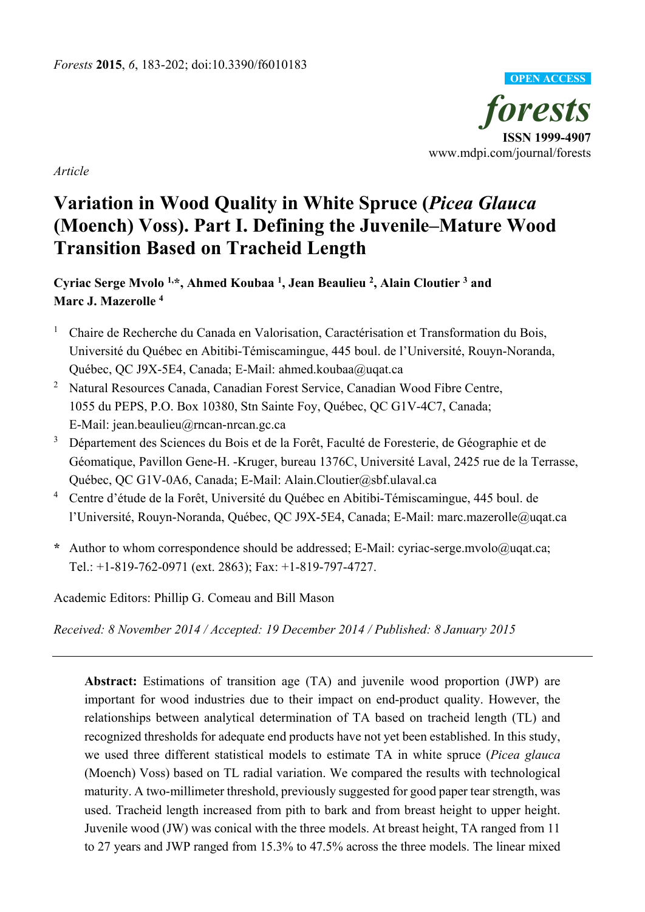*Article*

# Variation in Wood Quality in White Spruce (*Picea Glauca* (Moench) Voss). Part I. Defining the Juvenile–Mature Wood Transition Based on Tracheid Length

**Cyriac Serge Mvolo [1,*], Ahmed Koubaa [1], Jean Beaulieu [2], Alain Cloutier [3] and Marc J. Mazerolle [4]**

[1] Chaire de Recherche du Canada en Valorisation, Caractérisation et Transformation du Bois, Université du Québec en Abitibi-Témiscamingue, 445 boul. de l'Université, Rouyn-Noranda, Québec, QC J9X-5E4, Canada; E-Mail: ahmed.koubaa@uqat.ca

[2] Natural Resources Canada, Canadian Forest Service, Canadian Wood Fibre Centre, 1055 du PEPS, P.O. Box 10380, Stn Sainte Foy, Québec, QC G1V-4C7, Canada; E-Mail: jean.beaulieu@rncan-nrcan.gc.ca

[3] Département des Sciences du Bois et de la Forêt, Faculté de Foresterie, de Géographie et de Géomatique, Pavillon Gene-H. -Kruger, bureau 1376C, Université Laval, 2425 rue de la Terrasse, Québec, QC G1V-0A6, Canada; E-Mail: Alain.Cloutier@sbf.ulaval.ca

[4] Centre d'étude de la Forêt, Université du Québec en Abitibi-Témiscamingue, 445 boul. de l'Université, Rouyn-Noranda, Québec, QC J9X-5E4, Canada; E-Mail: marc.mazerolle@uqat.ca

**\*** Author to whom correspondence should be addressed; E-Mail: cyriac-serge.mvolo@uqat.ca; Tel.: +1-819-762-0971 (ext. 2863); Fax: +1-819-797-4727.

Academic Editors: Phillip G. Comeau and Bill Mason

*Received: 8 November 2014 / Accepted: 19 December 2014 / Published: 8 January 2015*

---

**Abstract:** Estimations of transition age (TA) and juvenile wood proportion (JWP) are important for wood industries due to their impact on end-product quality. However, the relationships between analytical determination of TA based on tracheid length (TL) and recognized thresholds for adequate end products have not yet been established. In this study, we used three different statistical models to estimate TA in white spruce (*Picea glauca* (Moench) Voss) based on TL radial variation. We compared the results with technological maturity. A two-millimeter threshold, previously suggested for good paper tear strength, was used. Tracheid length increased from pith to bark and from breast height to upper height. Juvenile wood (JW) was conical with the three models. At breast height, TA ranged from 11 to 27 years and JWP ranged from 15.3% to 47.5% across the three models. The linear mixed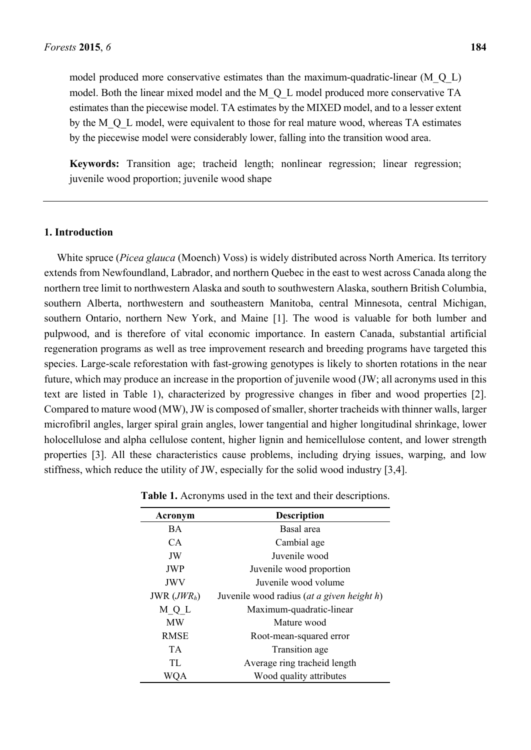model produced more conservative estimates than the maximum-quadratic-linear (M_Q_L) model. Both the linear mixed model and the M_Q_L model produced more conservative TA estimates than the piecewise model. TA estimates by the MIXED model, and to a lesser extent by the M_Q_L model, were equivalent to those for real mature wood, whereas TA estimates by the piecewise model were considerably lower, falling into the transition wood area.

**Keywords:** Transition age; tracheid length; nonlinear regression; linear regression; juvenile wood proportion; juvenile wood shape

## 1. Introduction

White spruce (*Picea glauca* (Moench) Voss) is widely distributed across North America. Its territory extends from Newfoundland, Labrador, and northern Quebec in the east to west across Canada along the northern tree limit to northwestern Alaska and south to southwestern Alaska, southern British Columbia, southern Alberta, northwestern and southeastern Manitoba, central Minnesota, central Michigan, southern Ontario, northern New York, and Maine [1]. The wood is valuable for both lumber and pulpwood, and is therefore of vital economic importance. In eastern Canada, substantial artificial regeneration programs as well as tree improvement research and breeding programs have targeted this species. Large-scale reforestation with fast-growing genotypes is likely to shorten rotations in the near future, which may produce an increase in the proportion of juvenile wood (JW; all acronyms used in this text are listed in Table 1), characterized by progressive changes in fiber and wood properties [2]. Compared to mature wood (MW), JW is composed of smaller, shorter tracheids with thinner walls, larger microfibril angles, larger spiral grain angles, lower tangential and higher longitudinal shrinkage, lower holocellulose and alpha cellulose content, higher lignin and hemicellulose content, and lower strength properties [3]. All these characteristics cause problems, including drying issues, warping, and low stiffness, which reduce the utility of JW, especially for the solid wood industry [3,4].

**Table 1.** Acronyms used in the text and their descriptions.

| Acronym | Description |
|---|---|
| BA | Basal area |
| CA | Cambial age |
| JW | Juvenile wood |
| JWP | Juvenile wood proportion |
| JWV | Juvenile wood volume |
| JWR ($JWR_h$) | Juvenile wood radius (*at a given height h*) |
| M_Q_L | Maximum-quadratic-linear |
| MW | Mature wood |
| RMSE | Root-mean-squared error |
| TA | Transition age |
| TL | Average ring tracheid length |
| WQA | Wood quality attributes |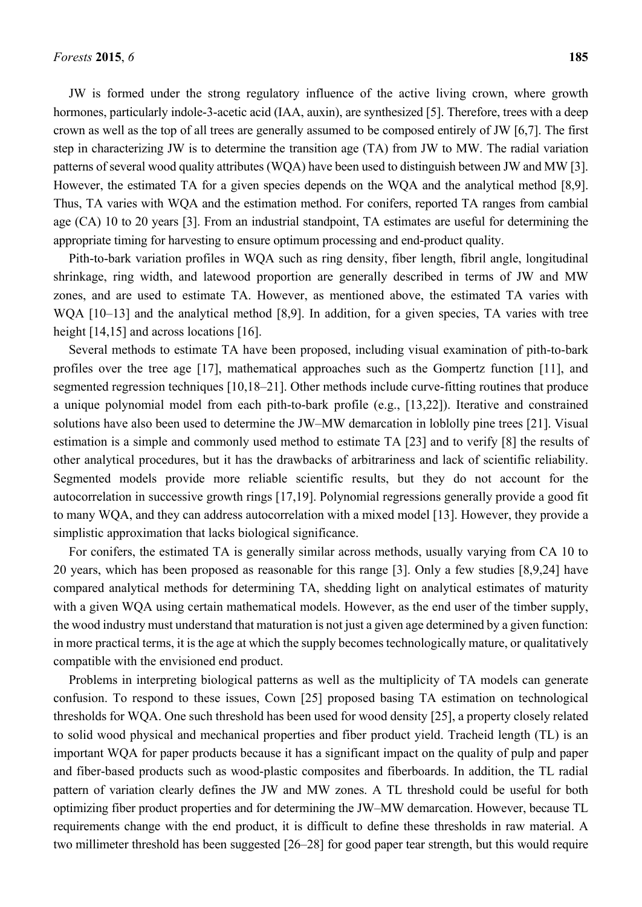JW is formed under the strong regulatory influence of the active living crown, where growth hormones, particularly indole-3-acetic acid (IAA, auxin), are synthesized [5]. Therefore, trees with a deep crown as well as the top of all trees are generally assumed to be composed entirely of JW [6,7]. The first step in characterizing JW is to determine the transition age (TA) from JW to MW. The radial variation patterns of several wood quality attributes (WQA) have been used to distinguish between JW and MW [3]. However, the estimated TA for a given species depends on the WQA and the analytical method [8,9]. Thus, TA varies with WQA and the estimation method. For conifers, reported TA ranges from cambial age (CA) 10 to 20 years [3]. From an industrial standpoint, TA estimates are useful for determining the appropriate timing for harvesting to ensure optimum processing and end-product quality.

Pith-to-bark variation profiles in WQA such as ring density, fiber length, fibril angle, longitudinal shrinkage, ring width, and latewood proportion are generally described in terms of JW and MW zones, and are used to estimate TA. However, as mentioned above, the estimated TA varies with WQA [10–13] and the analytical method [8,9]. In addition, for a given species, TA varies with tree height [14,15] and across locations [16].

Several methods to estimate TA have been proposed, including visual examination of pith-to-bark profiles over the tree age [17], mathematical approaches such as the Gompertz function [11], and segmented regression techniques [10,18–21]. Other methods include curve-fitting routines that produce a unique polynomial model from each pith-to-bark profile (e.g., [13,22]). Iterative and constrained solutions have also been used to determine the JW–MW demarcation in loblolly pine trees [21]. Visual estimation is a simple and commonly used method to estimate TA [23] and to verify [8] the results of other analytical procedures, but it has the drawbacks of arbitrariness and lack of scientific reliability. Segmented models provide more reliable scientific results, but they do not account for the autocorrelation in successive growth rings [17,19]. Polynomial regressions generally provide a good fit to many WQA, and they can address autocorrelation with a mixed model [13]. However, they provide a simplistic approximation that lacks biological significance.

For conifers, the estimated TA is generally similar across methods, usually varying from CA 10 to 20 years, which has been proposed as reasonable for this range [3]. Only a few studies [8,9,24] have compared analytical methods for determining TA, shedding light on analytical estimates of maturity with a given WQA using certain mathematical models. However, as the end user of the timber supply, the wood industry must understand that maturation is not just a given age determined by a given function: in more practical terms, it is the age at which the supply becomes technologically mature, or qualitatively compatible with the envisioned end product.

Problems in interpreting biological patterns as well as the multiplicity of TA models can generate confusion. To respond to these issues, Cown [25] proposed basing TA estimation on technological thresholds for WQA. One such threshold has been used for wood density [25], a property closely related to solid wood physical and mechanical properties and fiber product yield. Tracheid length (TL) is an important WQA for paper products because it has a significant impact on the quality of pulp and paper and fiber-based products such as wood-plastic composites and fiberboards. In addition, the TL radial pattern of variation clearly defines the JW and MW zones. A TL threshold could be useful for both optimizing fiber product properties and for determining the JW–MW demarcation. However, because TL requirements change with the end product, it is difficult to define these thresholds in raw material. A two millimeter threshold has been suggested [26–28] for good paper tear strength, but this would require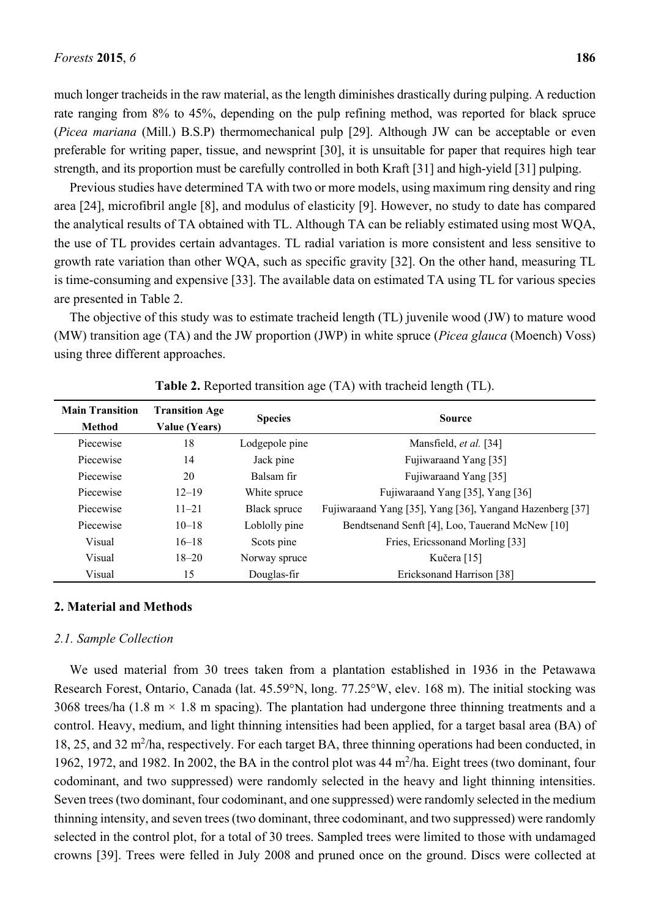much longer tracheids in the raw material, as the length diminishes drastically during pulping. A reduction rate ranging from 8% to 45%, depending on the pulp refining method, was reported for black spruce (*Picea mariana* (Mill.) B.S.P) thermomechanical pulp [29]. Although JW can be acceptable or even preferable for writing paper, tissue, and newsprint [30], it is unsuitable for paper that requires high tear strength, and its proportion must be carefully controlled in both Kraft [31] and high-yield [31] pulping.

Previous studies have determined TA with two or more models, using maximum ring density and ring area [24], microfibril angle [8], and modulus of elasticity [9]. However, no study to date has compared the analytical results of TA obtained with TL. Although TA can be reliably estimated using most WQA, the use of TL provides certain advantages. TL radial variation is more consistent and less sensitive to growth rate variation than other WQA, such as specific gravity [32]. On the other hand, measuring TL is time-consuming and expensive [33]. The available data on estimated TA using TL for various species are presented in Table 2.

The objective of this study was to estimate tracheid length (TL) juvenile wood (JW) to mature wood (MW) transition age (TA) and the JW proportion (JWP) in white spruce (*Picea glauca* (Moench) Voss) using three different approaches.

**Table 2.** Reported transition age (TA) with tracheid length (TL).

| Main Transition Method | Transition Age Value (Years) | Species | Source |
|---|---|---|---|
| Piecewise | 18 | Lodgepole pine | Mansfield, *et al.* [34] |
| Piecewise | 14 | Jack pine | Fujiwaraand Yang [35] |
| Piecewise | 20 | Balsam fir | Fujiwaraand Yang [35] |
| Piecewise | 12–19 | White spruce | Fujiwaraand Yang [35], Yang [36] |
| Piecewise | 11–21 | Black spruce | Fujiwaraand Yang [35], Yang [36], Yangand Hazenberg [37] |
| Piecewise | 10–18 | Loblolly pine | Bendtsenand Senft [4], Loo, Tauerand McNew [10] |
| Visual | 16–18 | Scots pine | Fries, Ericssonand Morling [33] |
| Visual | 18–20 | Norway spruce | Kučera [15] |
| Visual | 15 | Douglas-fir | Ericksonand Harrison [38] |

## 2. Material and Methods

### 2.1. Sample Collection

We used material from 30 trees taken from a plantation established in 1936 in the Petawawa Research Forest, Ontario, Canada (lat. 45.59°N, long. 77.25°W, elev. 168 m). The initial stocking was 3068 trees/ha (1.8 m × 1.8 m spacing). The plantation had undergone three thinning treatments and a control. Heavy, medium, and light thinning intensities had been applied, for a target basal area (BA) of 18, 25, and 32 $m^2$/ha, respectively. For each target BA, three thinning operations had been conducted, in 1962, 1972, and 1982. In 2002, the BA in the control plot was 44 $m^2$/ha. Eight trees (two dominant, four codominant, and two suppressed) were randomly selected in the heavy and light thinning intensities. Seven trees (two dominant, four codominant, and one suppressed) were randomly selected in the medium thinning intensity, and seven trees (two dominant, three codominant, and two suppressed) were randomly selected in the control plot, for a total of 30 trees. Sampled trees were limited to those with undamaged crowns [39]. Trees were felled in July 2008 and pruned once on the ground. Discs were collected at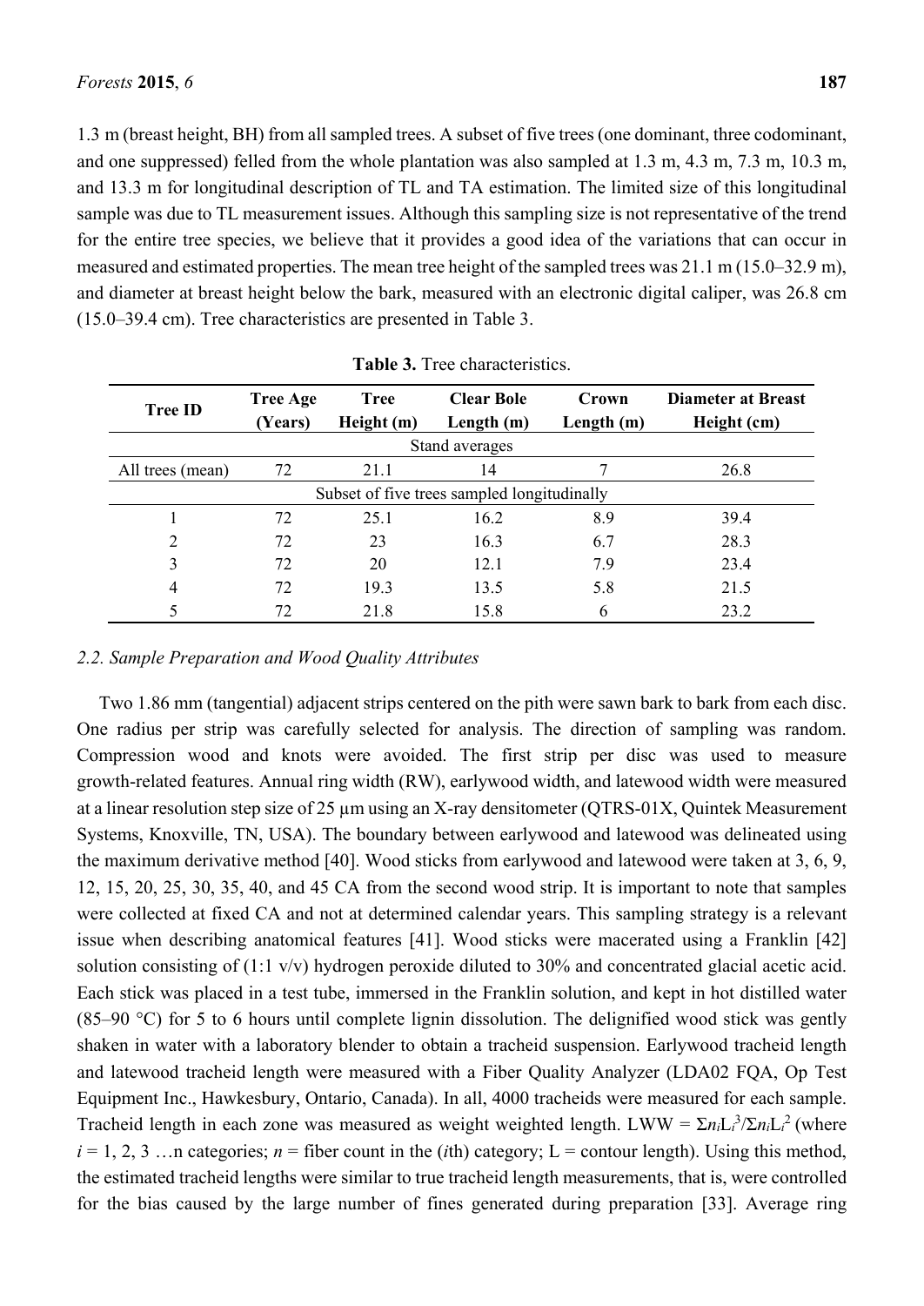1.3 m (breast height, BH) from all sampled trees. A subset of five trees (one dominant, three codominant, and one suppressed) felled from the whole plantation was also sampled at 1.3 m, 4.3 m, 7.3 m, 10.3 m, and 13.3 m for longitudinal description of TL and TA estimation. The limited size of this longitudinal sample was due to TL measurement issues. Although this sampling size is not representative of the trend for the entire tree species, we believe that it provides a good idea of the variations that can occur in measured and estimated properties. The mean tree height of the sampled trees was 21.1 m (15.0–32.9 m), and diameter at breast height below the bark, measured with an electronic digital caliper, was 26.8 cm (15.0–39.4 cm). Tree characteristics are presented in Table 3.

**Table 3.** Tree characteristics.

| Tree ID | Tree Age (Years) | Tree Height (m) | Clear Bole Length (m) | Crown Length (m) | Diameter at Breast Height (cm) |
|---|---|---|---|---|---|
| Stand averages | | | | | |
| All trees (mean) | 72 | 21.1 | 14 | 7 | 26.8 |
| Subset of five trees sampled longitudinally | | | | | |
| 1 | 72 | 25.1 | 16.2 | 8.9 | 39.4 |
| 2 | 72 | 23 | 16.3 | 6.7 | 28.3 |
| 3 | 72 | 20 | 12.1 | 7.9 | 23.4 |
| 4 | 72 | 19.3 | 13.5 | 5.8 | 21.5 |
| 5 | 72 | 21.8 | 15.8 | 6 | 23.2 |

### *2.2. Sample Preparation and Wood Quality Attributes*

Two 1.86 mm (tangential) adjacent strips centered on the pith were sawn bark to bark from each disc. One radius per strip was carefully selected for analysis. The direction of sampling was random. Compression wood and knots were avoided. The first strip per disc was used to measure growth-related features. Annual ring width (RW), earlywood width, and latewood width were measured at a linear resolution step size of 25 µm using an X-ray densitometer (QTRS-01X, Quintek Measurement Systems, Knoxville, TN, USA). The boundary between earlywood and latewood was delineated using the maximum derivative method [40]. Wood sticks from earlywood and latewood were taken at 3, 6, 9, 12, 15, 20, 25, 30, 35, 40, and 45 CA from the second wood strip. It is important to note that samples were collected at fixed CA and not at determined calendar years. This sampling strategy is a relevant issue when describing anatomical features [41]. Wood sticks were macerated using a Franklin [42] solution consisting of (1:1 v/v) hydrogen peroxide diluted to 30% and concentrated glacial acetic acid. Each stick was placed in a test tube, immersed in the Franklin solution, and kept in hot distilled water (85–90 °C) for 5 to 6 hours until complete lignin dissolution. The delignified wood stick was gently shaken in water with a laboratory blender to obtain a tracheid suspension. Earlywood tracheid length and latewood tracheid length were measured with a Fiber Quality Analyzer (LDA02 FQA, Op Test Equipment Inc., Hawkesbury, Ontario, Canada). In all, 4000 tracheids were measured for each sample. Tracheid length in each zone was measured as weight weighted length. $LWW = \Sigma n_i L_i^3 / \Sigma n_i L_i^2$ (where $i = 1, 2, 3 \ldots n$ categories; $n$ = fiber count in the ($i$th) category; L = contour length). Using this method, the estimated tracheid lengths were similar to true tracheid length measurements, that is, were controlled for the bias caused by the large number of fines generated during preparation [33]. Average ring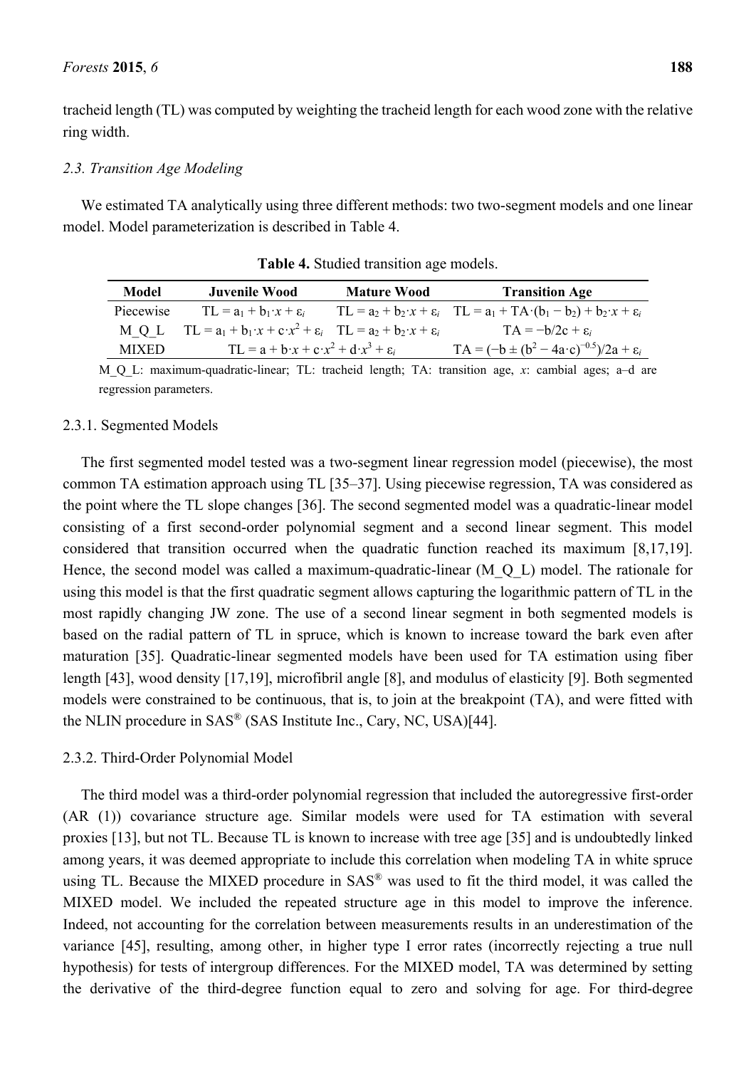tracheid length (TL) was computed by weighting the tracheid length for each wood zone with the relative ring width.

### 2.3. Transition Age Modeling

We estimated TA analytically using three different methods: two two-segment models and one linear model. Model parameterization is described in Table 4.

**Table 4.** Studied transition age models.

| Model | Juvenile Wood | Mature Wood | Transition Age |
|---|---|---|---|
| Piecewise | $TL = a_1 + b_1 \cdot x + \varepsilon_i$ | $TL = a_2 + b_2 \cdot x + \varepsilon_i$ | $TL = a_1 + TA \cdot (b_1 - b_2) + b_2 \cdot x + \varepsilon_i$ |
| M_Q_L | $TL = a_1 + b_1 \cdot x + c \cdot x^2 + \varepsilon_i$ | $TL = a_2 + b_2 \cdot x + \varepsilon_i$ | $TA = -b/2c + \varepsilon_i$ |
| MIXED | $TL = a + b \cdot x + c \cdot x^2 + d \cdot x^3 + \varepsilon_i$ | | $TA = (-b \pm (b^2 - 4a \cdot c)^{-0.5})/2a + \varepsilon_i$ |

M_Q_L: maximum-quadratic-linear; TL: tracheid length; TA: transition age, $x$: cambial ages; a–d are regression parameters.

#### 2.3.1. Segmented Models

The first segmented model tested was a two-segment linear regression model (piecewise), the most common TA estimation approach using TL [35–37]. Using piecewise regression, TA was considered as the point where the TL slope changes [36]. The second segmented model was a quadratic-linear model consisting of a first second-order polynomial segment and a second linear segment. This model considered that transition occurred when the quadratic function reached its maximum [8,17,19]. Hence, the second model was called a maximum-quadratic-linear (M_Q_L) model. The rationale for using this model is that the first quadratic segment allows capturing the logarithmic pattern of TL in the most rapidly changing JW zone. The use of a second linear segment in both segmented models is based on the radial pattern of TL in spruce, which is known to increase toward the bark even after maturation [35]. Quadratic-linear segmented models have been used for TA estimation using fiber length [43], wood density [17,19], microfibril angle [8], and modulus of elasticity [9]. Both segmented models were constrained to be continuous, that is, to join at the breakpoint (TA), and were fitted with the NLIN procedure in SAS® (SAS Institute Inc., Cary, NC, USA)[44].

#### 2.3.2. Third-Order Polynomial Model

The third model was a third-order polynomial regression that included the autoregressive first-order (AR (1)) covariance structure age. Similar models were used for TA estimation with several proxies [13], but not TL. Because TL is known to increase with tree age [35] and is undoubtedly linked among years, it was deemed appropriate to include this correlation when modeling TA in white spruce using TL. Because the MIXED procedure in SAS® was used to fit the third model, it was called the MIXED model. We included the repeated structure age in this model to improve the inference. Indeed, not accounting for the correlation between measurements results in an underestimation of the variance [45], resulting, among other, in higher type I error rates (incorrectly rejecting a true null hypothesis) for tests of intergroup differences. For the MIXED model, TA was determined by setting the derivative of the third-degree function equal to zero and solving for age. For third-degree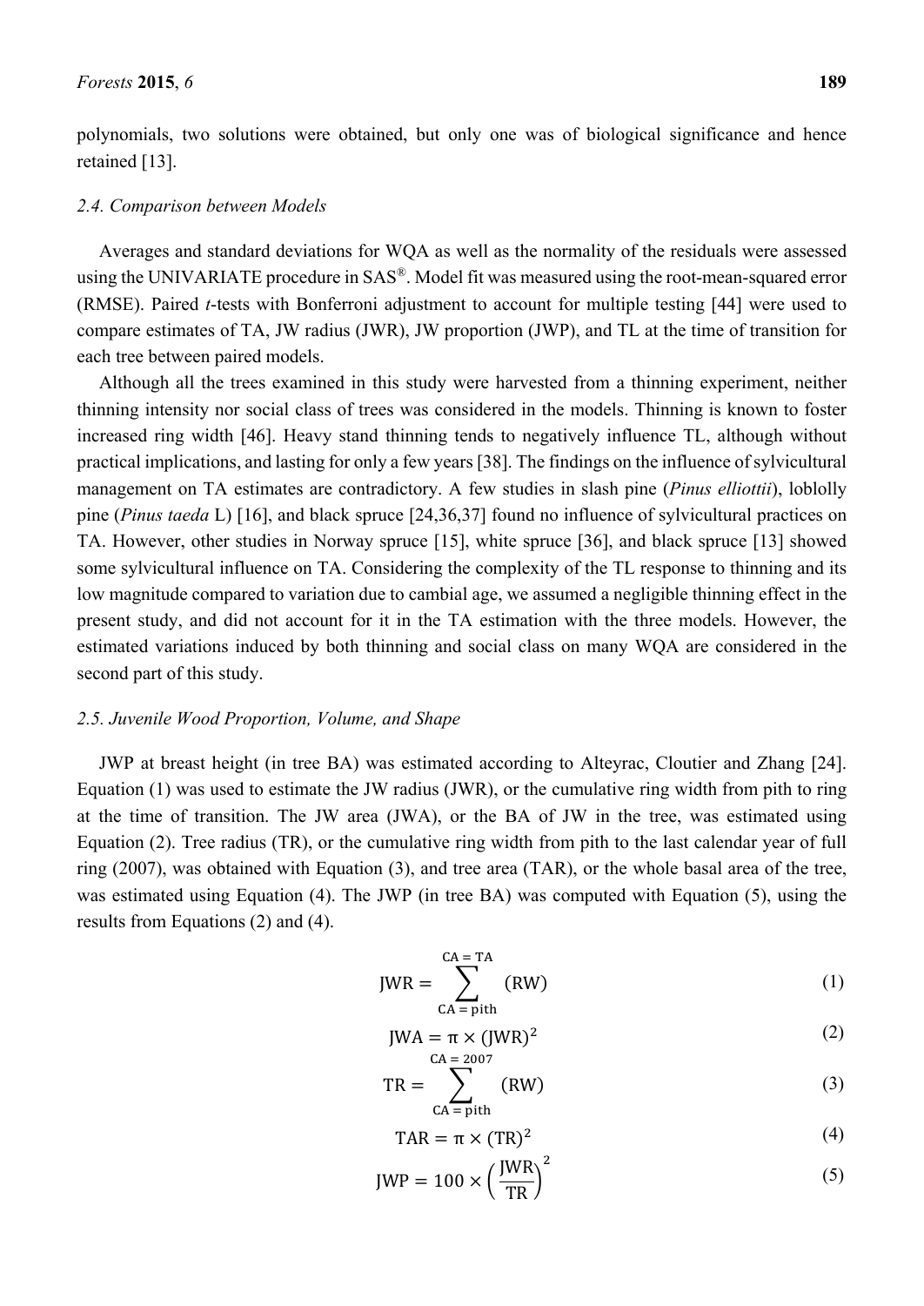polynomials, two solutions were obtained, but only one was of biological significance and hence retained [13].

### 2.4. Comparison between Models

Averages and standard deviations for WQA as well as the normality of the residuals were assessed using the UNIVARIATE procedure in SAS®. Model fit was measured using the root-mean-squared error (RMSE). Paired *t*-tests with Bonferroni adjustment to account for multiple testing [44] were used to compare estimates of TA, JW radius (JWR), JW proportion (JWP), and TL at the time of transition for each tree between paired models.

Although all the trees examined in this study were harvested from a thinning experiment, neither thinning intensity nor social class of trees was considered in the models. Thinning is known to foster increased ring width [46]. Heavy stand thinning tends to negatively influence TL, although without practical implications, and lasting for only a few years [38]. The findings on the influence of sylvicultural management on TA estimates are contradictory. A few studies in slash pine (*Pinus elliottii*), loblolly pine (*Pinus taeda* L) [16], and black spruce [24,36,37] found no influence of sylvicultural practices on TA. However, other studies in Norway spruce [15], white spruce [36], and black spruce [13] showed some sylvicultural influence on TA. Considering the complexity of the TL response to thinning and its low magnitude compared to variation due to cambial age, we assumed a negligible thinning effect in the present study, and did not account for it in the TA estimation with the three models. However, the estimated variations induced by both thinning and social class on many WQA are considered in the second part of this study.

### 2.5. Juvenile Wood Proportion, Volume, and Shape

JWP at breast height (in tree BA) was estimated according to Alteyrac, Cloutier and Zhang [24]. Equation (1) was used to estimate the JW radius (JWR), or the cumulative ring width from pith to ring at the time of transition. The JW area (JWA), or the BA of JW in the tree, was estimated using Equation (2). Tree radius (TR), or the cumulative ring width from pith to the last calendar year of full ring (2007), was obtained with Equation (3), and tree area (TAR), or the whole basal area of the tree, was estimated using Equation (4). The JWP (in tree BA) was computed with Equation (5), using the results from Equations (2) and (4).

$$\mathrm{JWR} = \sum_{\mathrm{CA} = \mathrm{pith}}^{\mathrm{CA} = \mathrm{TA}} (\mathrm{RW}) \tag{1}$$

$$\mathrm{JWA} = \pi \times (\mathrm{JWR})^2 \tag{2}$$

$$\mathrm{TR} = \sum_{\mathrm{CA} = \mathrm{pith}}^{\mathrm{CA} = 2007} (\mathrm{RW}) \tag{3}$$

$$\mathrm{TAR} = \pi \times (\mathrm{TR})^2 \tag{4}$$

$$\mathrm{JWP} = 100 \times \left(\frac{\mathrm{JWR}}{\mathrm{TR}}\right)^2 \tag{5}$$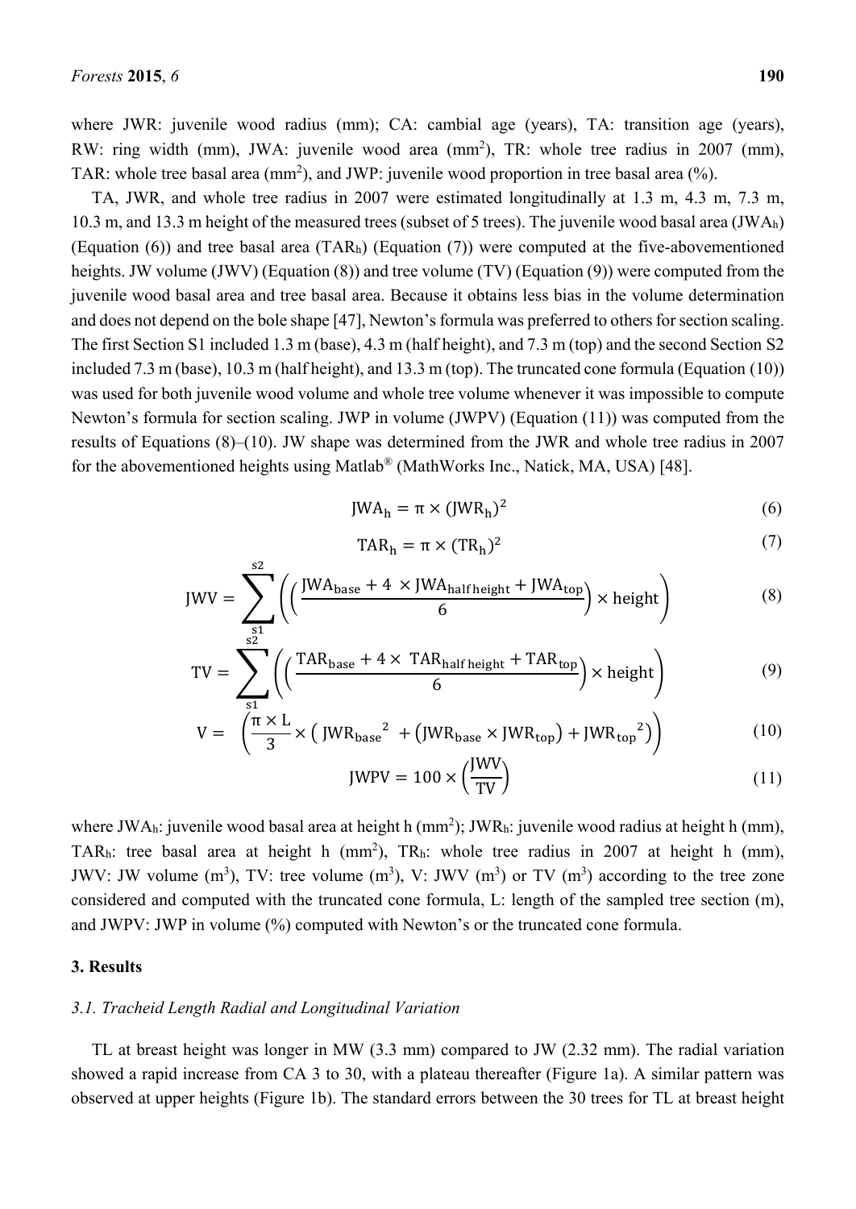where JWR: juvenile wood radius (mm); CA: cambial age (years), TA: transition age (years), RW: ring width (mm), JWA: juvenile wood area ($mm^2$), TR: whole tree radius in 2007 (mm), TAR: whole tree basal area ($mm^2$), and JWP: juvenile wood proportion in tree basal area (%).

TA, JWR, and whole tree radius in 2007 were estimated longitudinally at 1.3 m, 4.3 m, 7.3 m, 10.3 m, and 13.3 m height of the measured trees (subset of 5 trees). The juvenile wood basal area ($JWA_h$) (Equation (6)) and tree basal area ($TAR_h$) (Equation (7)) were computed at the five-abovementioned heights. JW volume (JWV) (Equation (8)) and tree volume (TV) (Equation (9)) were computed from the juvenile wood basal area and tree basal area. Because it obtains less bias in the volume determination and does not depend on the bole shape [47], Newton's formula was preferred to others for section scaling. The first Section S1 included 1.3 m (base), 4.3 m (half height), and 7.3 m (top) and the second Section S2 included 7.3 m (base), 10.3 m (half height), and 13.3 m (top). The truncated cone formula (Equation (10)) was used for both juvenile wood volume and whole tree volume whenever it was impossible to compute Newton's formula for section scaling. JWP in volume (JWPV) (Equation (11)) was computed from the results of Equations (8)–(10). JW shape was determined from the JWR and whole tree radius in 2007 for the abovementioned heights using Matlab® (MathWorks Inc., Natick, MA, USA) [48].

$$JWA_h = \pi \times (JWR_h)^2 \tag{6}$$

$$TAR_h = \pi \times (TR_h)^2 \tag{7}$$

$$JWV = \sum_{s1}^{s2} \left( \left( \frac{JWA_{base} + 4 \times JWA_{half\,height} + JWA_{top}}{6} \right) \times \text{height} \right) \tag{8}$$

$$TV = \sum_{s1}^{s2} \left( \left( \frac{TAR_{base} + 4 \times TAR_{half\,height} + TAR_{top}}{6} \right) \times \text{height} \right) \tag{9}$$

$$V = \left( \frac{\pi \times L}{3} \times \left( JWR_{base}{}^2 + \left( JWR_{base} \times JWR_{top} \right) + JWR_{top}{}^2 \right) \right) \tag{10}$$

$$JWPV = 100 \times \left( \frac{JWV}{TV} \right) \tag{11}$$

where $JWA_h$: juvenile wood basal area at height h ($mm^2$); $JWR_h$: juvenile wood radius at height h (mm), $TAR_h$: tree basal area at height h ($mm^2$), $TR_h$: whole tree radius in 2007 at height h (mm), JWV: JW volume ($m^3$), TV: tree volume ($m^3$), V: JWV ($m^3$) or TV ($m^3$) according to the tree zone considered and computed with the truncated cone formula, L: length of the sampled tree section (m), and JWPV: JWP in volume (%) computed with Newton's or the truncated cone formula.

## 3. Results

### *3.1. Tracheid Length Radial and Longitudinal Variation*

TL at breast height was longer in MW (3.3 mm) compared to JW (2.32 mm). The radial variation showed a rapid increase from CA 3 to 30, with a plateau thereafter (Figure 1a). A similar pattern was observed at upper heights (Figure 1b). The standard errors between the 30 trees for TL at breast height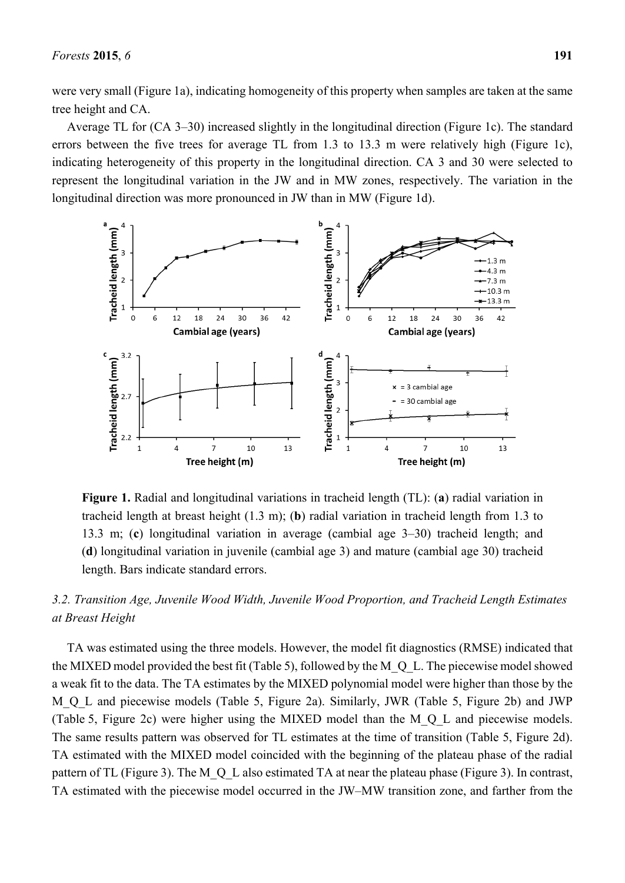were very small (Figure 1a), indicating homogeneity of this property when samples are taken at the same tree height and CA.

Average TL for (CA 3–30) increased slightly in the longitudinal direction (Figure 1c). The standard errors between the five trees for average TL from 1.3 to 13.3 m were relatively high (Figure 1c), indicating heterogeneity of this property in the longitudinal direction. CA 3 and 30 were selected to represent the longitudinal variation in the JW and in MW zones, respectively. The variation in the longitudinal direction was more pronounced in JW than in MW (Figure 1d).

**Figure 1.** Radial and longitudinal variations in tracheid length (TL): (**a**) radial variation in tracheid length at breast height (1.3 m); (**b**) radial variation in tracheid length from 1.3 to 13.3 m; (**c**) longitudinal variation in average (cambial age 3–30) tracheid length; and (**d**) longitudinal variation in juvenile (cambial age 3) and mature (cambial age 30) tracheid length. Bars indicate standard errors.

### *3.2. Transition Age, Juvenile Wood Width, Juvenile Wood Proportion, and Tracheid Length Estimates at Breast Height*

TA was estimated using the three models. However, the model fit diagnostics (RMSE) indicated that the MIXED model provided the best fit (Table 5), followed by the M_Q_L. The piecewise model showed a weak fit to the data. The TA estimates by the MIXED polynomial model were higher than those by the M_Q_L and piecewise models (Table 5, Figure 2a). Similarly, JWR (Table 5, Figure 2b) and JWP (Table 5, Figure 2c) were higher using the MIXED model than the M_Q_L and piecewise models. The same results pattern was observed for TL estimates at the time of transition (Table 5, Figure 2d). TA estimated with the MIXED model coincided with the beginning of the plateau phase of the radial pattern of TL (Figure 3). The M_Q_L also estimated TA at near the plateau phase (Figure 3). In contrast, TA estimated with the piecewise model occurred in the JW–MW transition zone, and farther from the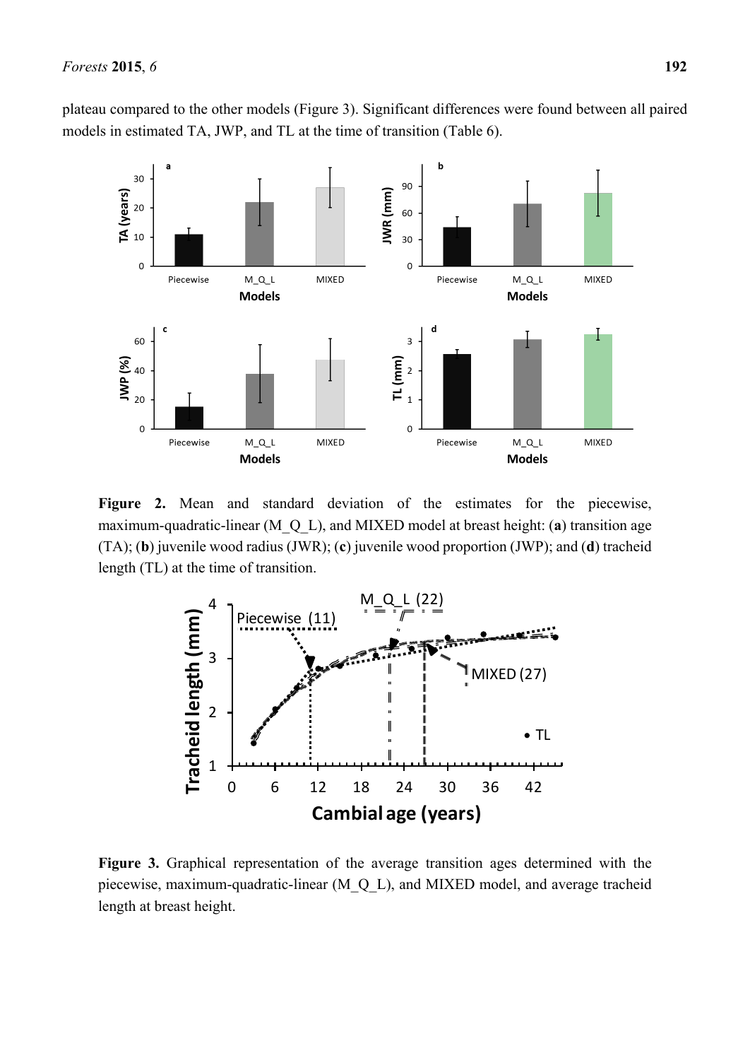plateau compared to the other models (Figure 3). Significant differences were found between all paired models in estimated TA, JWP, and TL at the time of transition (Table 6).

**Figure 2.** Mean and standard deviation of the estimates for the piecewise, maximum-quadratic-linear (M_Q_L), and MIXED model at breast height: (**a**) transition age (TA); (**b**) juvenile wood radius (JWR); (**c**) juvenile wood proportion (JWP); and (**d**) tracheid length (TL) at the time of transition.

**Figure 3.** Graphical representation of the average transition ages determined with the piecewise, maximum-quadratic-linear (M_Q_L), and MIXED model, and average tracheid length at breast height.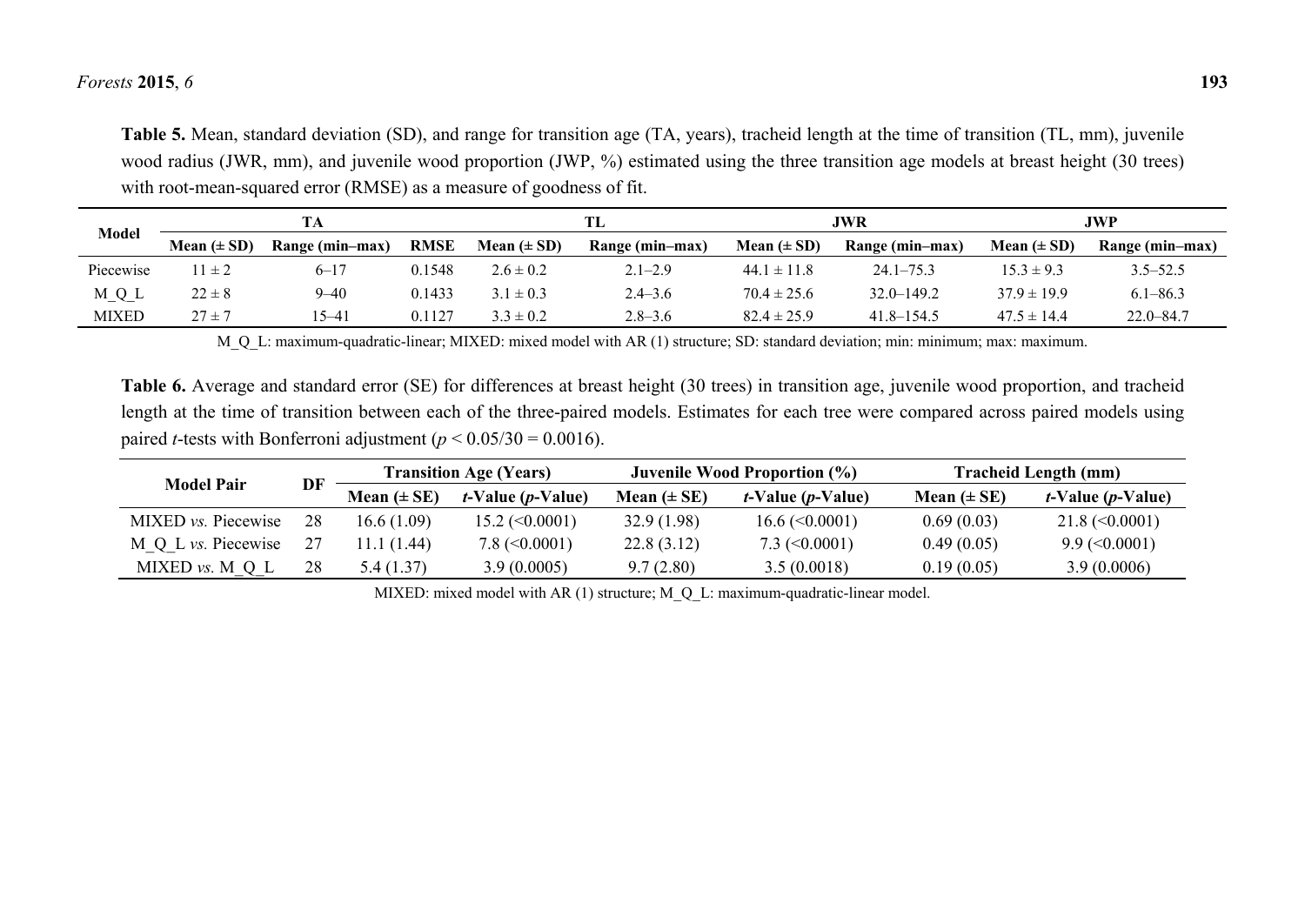**Table 5.** Mean, standard deviation (SD), and range for transition age (TA, years), tracheid length at the time of transition (TL, mm), juvenile wood radius (JWR, mm), and juvenile wood proportion (JWP, %) estimated using the three transition age models at breast height (30 trees) with root-mean-squared error (RMSE) as a measure of goodness of fit.

| Model | TA | | | TL | | JWR | | JWP | |
|---|---|---|---|---|---|---|---|---|---|
| | Mean (± SD) | Range (min–max) | RMSE | Mean (± SD) | Range (min–max) | Mean (± SD) | Range (min–max) | Mean (± SD) | Range (min–max) |
| Piecewise | 11 ± 2 | 6–17 | 0.1548 | 2.6 ± 0.2 | 2.1–2.9 | 44.1 ± 11.8 | 24.1–75.3 | 15.3 ± 9.3 | 3.5–52.5 |
| M_Q_L | 22 ± 8 | 9–40 | 0.1433 | 3.1 ± 0.3 | 2.4–3.6 | 70.4 ± 25.6 | 32.0–149.2 | 37.9 ± 19.9 | 6.1–86.3 |
| MIXED | 27 ± 7 | 15–41 | 0.1127 | 3.3 ± 0.2 | 2.8–3.6 | 82.4 ± 25.9 | 41.8–154.5 | 47.5 ± 14.4 | 22.0–84.7 |

M_Q_L: maximum-quadratic-linear; MIXED: mixed model with AR (1) structure; SD: standard deviation; min: minimum; max: maximum.

**Table 6.** Average and standard error (SE) for differences at breast height (30 trees) in transition age, juvenile wood proportion, and tracheid length at the time of transition between each of the three-paired models. Estimates for each tree were compared across paired models using paired *t*-tests with Bonferroni adjustment ($p < 0.05/30 = 0.0016$).

| Model Pair | DF | Transition Age (Years) | | Juvenile Wood Proportion (%) | | Tracheid Length (mm) | |
|---|---|---|---|---|---|---|---|
| | | Mean (± SE) | *t*-Value (*p*-Value) | Mean (± SE) | *t*-Value (*p*-Value) | Mean (± SE) | *t*-Value (*p*-Value) |
| MIXED *vs.* Piecewise | 28 | 16.6 (1.09) | 15.2 (<0.0001) | 32.9 (1.98) | 16.6 (<0.0001) | 0.69 (0.03) | 21.8 (<0.0001) |
| M_Q_L *vs.* Piecewise | 27 | 11.1 (1.44) | 7.8 (<0.0001) | 22.8 (3.12) | 7.3 (<0.0001) | 0.49 (0.05) | 9.9 (<0.0001) |
| MIXED *vs.* M_Q_L | 28 | 5.4 (1.37) | 3.9 (0.0005) | 9.7 (2.80) | 3.5 (0.0018) | 0.19 (0.05) | 3.9 (0.0006) |

MIXED: mixed model with AR (1) structure; M_Q_L: maximum-quadratic-linear model.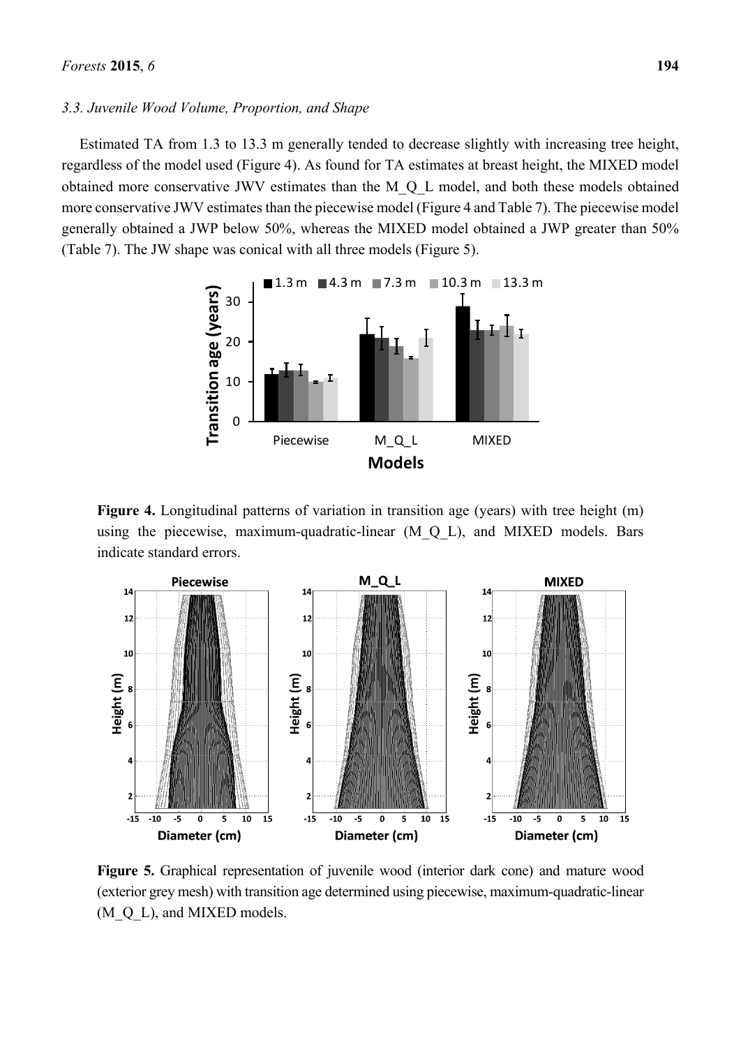### 3.3. Juvenile Wood Volume, Proportion, and Shape

Estimated TA from 1.3 to 13.3 m generally tended to decrease slightly with increasing tree height, regardless of the model used (Figure 4). As found for TA estimates at breast height, the MIXED model obtained more conservative JWV estimates than the M_Q_L model, and both these models obtained more conservative JWV estimates than the piecewise model (Figure 4 and Table 7). The piecewise model generally obtained a JWP below 50%, whereas the MIXED model obtained a JWP greater than 50% (Table 7). The JW shape was conical with all three models (Figure 5).

**Figure 4.** Longitudinal patterns of variation in transition age (years) with tree height (m) using the piecewise, maximum-quadratic-linear (M_Q_L), and MIXED models. Bars indicate standard errors.

**Figure 5.** Graphical representation of juvenile wood (interior dark cone) and mature wood (exterior grey mesh) with transition age determined using piecewise, maximum-quadratic-linear (M_Q_L), and MIXED models.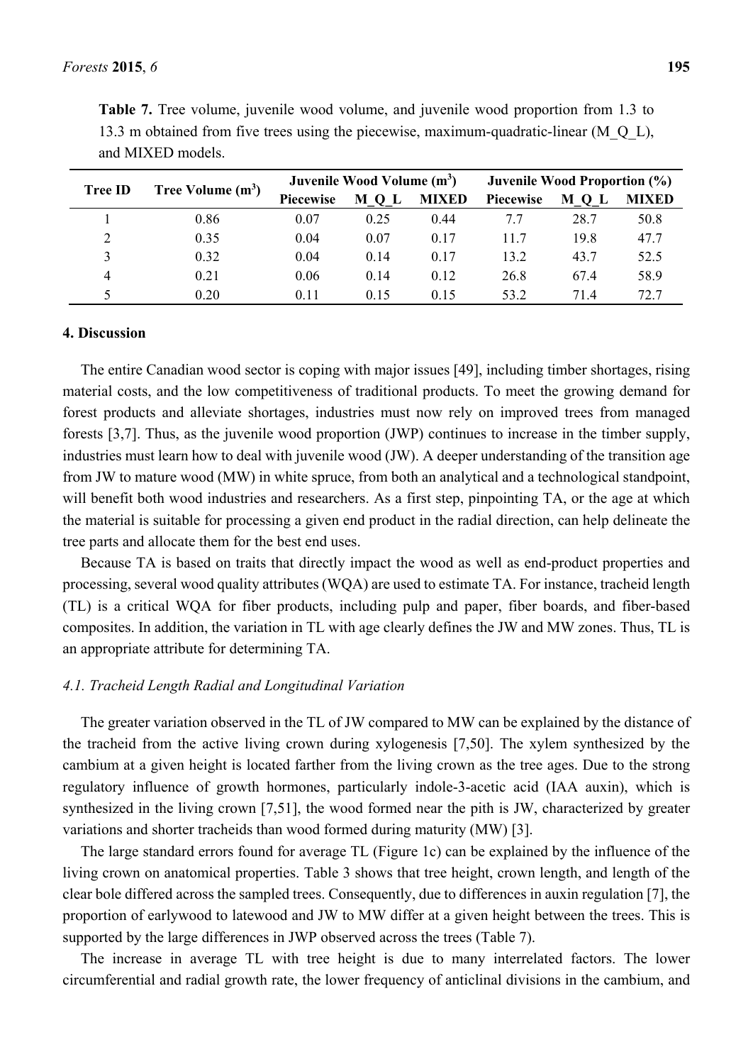**Table 7.** Tree volume, juvenile wood volume, and juvenile wood proportion from 1.3 to 13.3 m obtained from five trees using the piecewise, maximum-quadratic-linear (M_Q_L), and MIXED models.

| Tree ID | Tree Volume ($m^3$) | Juvenile Wood Volume ($m^3$) | | | Juvenile Wood Proportion (%) | | |
|---|---|---|---|---|---|---|---|
| | | Piecewise | M_Q_L | MIXED | Piecewise | M_Q_L | MIXED |
| 1 | 0.86 | 0.07 | 0.25 | 0.44 | 7.7 | 28.7 | 50.8 |
| 2 | 0.35 | 0.04 | 0.07 | 0.17 | 11.7 | 19.8 | 47.7 |
| 3 | 0.32 | 0.04 | 0.14 | 0.17 | 13.2 | 43.7 | 52.5 |
| 4 | 0.21 | 0.06 | 0.14 | 0.12 | 26.8 | 67.4 | 58.9 |
| 5 | 0.20 | 0.11 | 0.15 | 0.15 | 53.2 | 71.4 | 72.7 |

## 4. Discussion

The entire Canadian wood sector is coping with major issues [49], including timber shortages, rising material costs, and the low competitiveness of traditional products. To meet the growing demand for forest products and alleviate shortages, industries must now rely on improved trees from managed forests [3,7]. Thus, as the juvenile wood proportion (JWP) continues to increase in the timber supply, industries must learn how to deal with juvenile wood (JW). A deeper understanding of the transition age from JW to mature wood (MW) in white spruce, from both an analytical and a technological standpoint, will benefit both wood industries and researchers. As a first step, pinpointing TA, or the age at which the material is suitable for processing a given end product in the radial direction, can help delineate the tree parts and allocate them for the best end uses.

Because TA is based on traits that directly impact the wood as well as end-product properties and processing, several wood quality attributes (WQA) are used to estimate TA. For instance, tracheid length (TL) is a critical WQA for fiber products, including pulp and paper, fiber boards, and fiber-based composites. In addition, the variation in TL with age clearly defines the JW and MW zones. Thus, TL is an appropriate attribute for determining TA.

### *4.1. Tracheid Length Radial and Longitudinal Variation*

The greater variation observed in the TL of JW compared to MW can be explained by the distance of the tracheid from the active living crown during xylogenesis [7,50]. The xylem synthesized by the cambium at a given height is located farther from the living crown as the tree ages. Due to the strong regulatory influence of growth hormones, particularly indole-3-acetic acid (IAA auxin), which is synthesized in the living crown [7,51], the wood formed near the pith is JW, characterized by greater variations and shorter tracheids than wood formed during maturity (MW) [3].

The large standard errors found for average TL (Figure 1c) can be explained by the influence of the living crown on anatomical properties. Table 3 shows that tree height, crown length, and length of the clear bole differed across the sampled trees. Consequently, due to differences in auxin regulation [7], the proportion of earlywood to latewood and JW to MW differ at a given height between the trees. This is supported by the large differences in JWP observed across the trees (Table 7).

The increase in average TL with tree height is due to many interrelated factors. The lower circumferential and radial growth rate, the lower frequency of anticlinal divisions in the cambium, and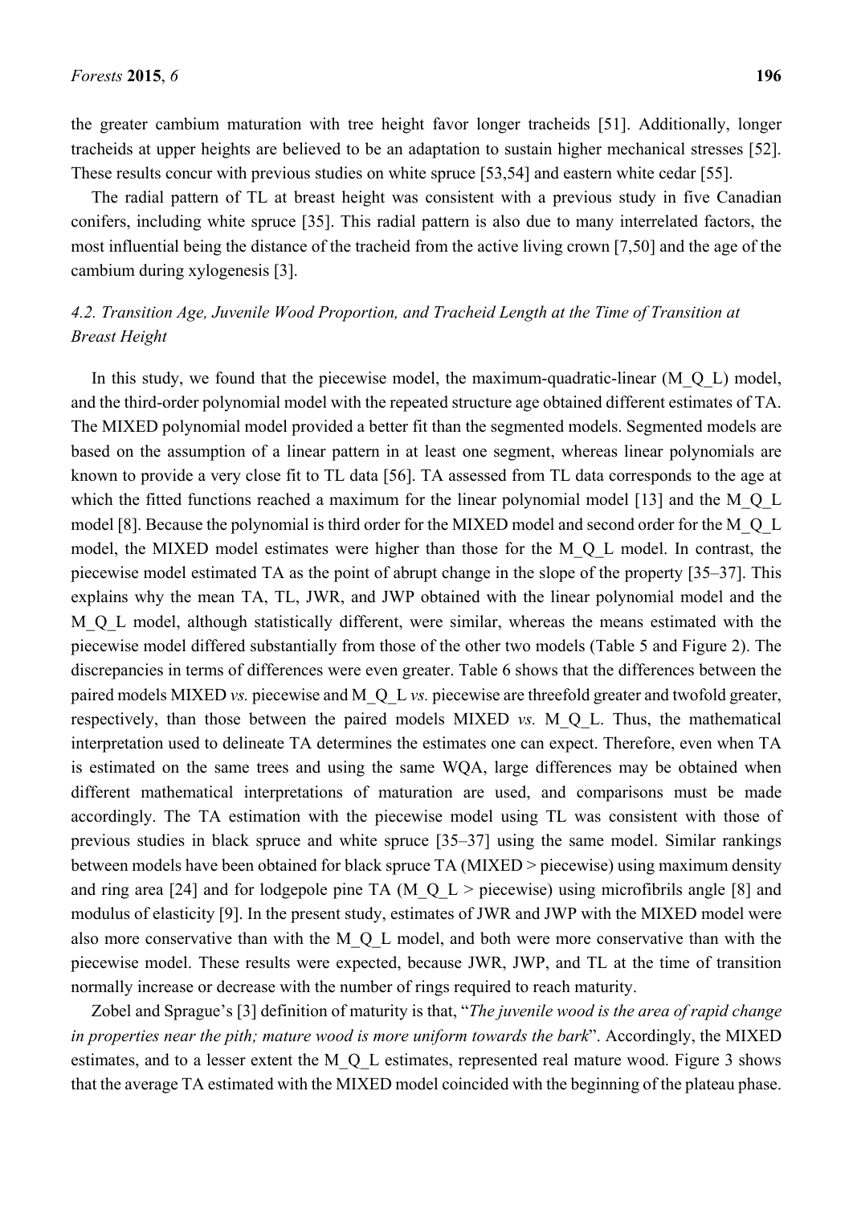the greater cambium maturation with tree height favor longer tracheids [51]. Additionally, longer tracheids at upper heights are believed to be an adaptation to sustain higher mechanical stresses [52]. These results concur with previous studies on white spruce [53,54] and eastern white cedar [55].

The radial pattern of TL at breast height was consistent with a previous study in five Canadian conifers, including white spruce [35]. This radial pattern is also due to many interrelated factors, the most influential being the distance of the tracheid from the active living crown [7,50] and the age of the cambium during xylogenesis [3].

### 4.2. Transition Age, Juvenile Wood Proportion, and Tracheid Length at the Time of Transition at Breast Height

In this study, we found that the piecewise model, the maximum-quadratic-linear (M_Q_L) model, and the third-order polynomial model with the repeated structure age obtained different estimates of TA. The MIXED polynomial model provided a better fit than the segmented models. Segmented models are based on the assumption of a linear pattern in at least one segment, whereas linear polynomials are known to provide a very close fit to TL data [56]. TA assessed from TL data corresponds to the age at which the fitted functions reached a maximum for the linear polynomial model [13] and the M_Q_L model [8]. Because the polynomial is third order for the MIXED model and second order for the M_Q_L model, the MIXED model estimates were higher than those for the M_Q_L model. In contrast, the piecewise model estimated TA as the point of abrupt change in the slope of the property [35–37]. This explains why the mean TA, TL, JWR, and JWP obtained with the linear polynomial model and the M_Q_L model, although statistically different, were similar, whereas the means estimated with the piecewise model differed substantially from those of the other two models (Table 5 and Figure 2). The discrepancies in terms of differences were even greater. Table 6 shows that the differences between the paired models MIXED *vs.* piecewise and M_Q_L *vs.* piecewise are threefold greater and twofold greater, respectively, than those between the paired models MIXED *vs.* M_Q_L. Thus, the mathematical interpretation used to delineate TA determines the estimates one can expect. Therefore, even when TA is estimated on the same trees and using the same WQA, large differences may be obtained when different mathematical interpretations of maturation are used, and comparisons must be made accordingly. The TA estimation with the piecewise model using TL was consistent with those of previous studies in black spruce and white spruce [35–37] using the same model. Similar rankings between models have been obtained for black spruce TA (MIXED > piecewise) using maximum density and ring area [24] and for lodgepole pine TA (M_Q_L > piecewise) using microfibrils angle [8] and modulus of elasticity [9]. In the present study, estimates of JWR and JWP with the MIXED model were also more conservative than with the M_Q_L model, and both were more conservative than with the piecewise model. These results were expected, because JWR, JWP, and TL at the time of transition normally increase or decrease with the number of rings required to reach maturity.

Zobel and Sprague's [3] definition of maturity is that, "*The juvenile wood is the area of rapid change in properties near the pith; mature wood is more uniform towards the bark*". Accordingly, the MIXED estimates, and to a lesser extent the M_Q_L estimates, represented real mature wood. Figure 3 shows that the average TA estimated with the MIXED model coincided with the beginning of the plateau phase.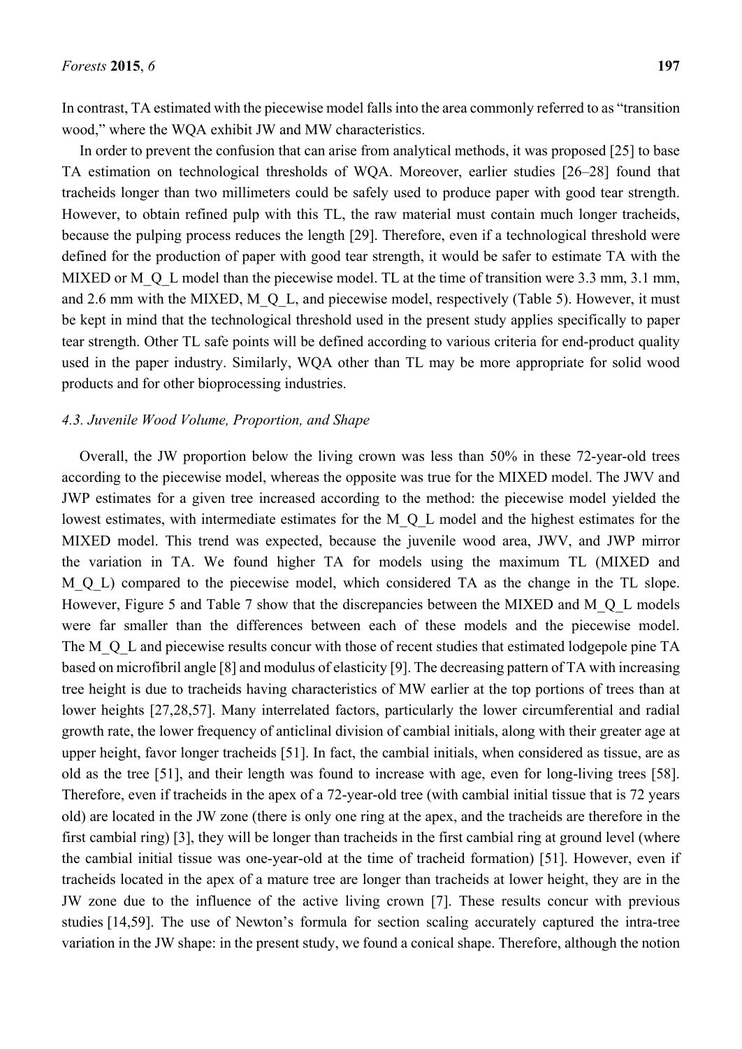In contrast, TA estimated with the piecewise model falls into the area commonly referred to as "transition wood," where the WQA exhibit JW and MW characteristics.

In order to prevent the confusion that can arise from analytical methods, it was proposed [25] to base TA estimation on technological thresholds of WQA. Moreover, earlier studies [26–28] found that tracheids longer than two millimeters could be safely used to produce paper with good tear strength. However, to obtain refined pulp with this TL, the raw material must contain much longer tracheids, because the pulping process reduces the length [29]. Therefore, even if a technological threshold were defined for the production of paper with good tear strength, it would be safer to estimate TA with the MIXED or M_Q_L model than the piecewise model. TL at the time of transition were 3.3 mm, 3.1 mm, and 2.6 mm with the MIXED, M_Q_L, and piecewise model, respectively (Table 5). However, it must be kept in mind that the technological threshold used in the present study applies specifically to paper tear strength. Other TL safe points will be defined according to various criteria for end-product quality used in the paper industry. Similarly, WQA other than TL may be more appropriate for solid wood products and for other bioprocessing industries.

### 4.3. Juvenile Wood Volume, Proportion, and Shape

Overall, the JW proportion below the living crown was less than 50% in these 72-year-old trees according to the piecewise model, whereas the opposite was true for the MIXED model. The JWV and JWP estimates for a given tree increased according to the method: the piecewise model yielded the lowest estimates, with intermediate estimates for the M_Q_L model and the highest estimates for the MIXED model. This trend was expected, because the juvenile wood area, JWV, and JWP mirror the variation in TA. We found higher TA for models using the maximum TL (MIXED and M_Q_L) compared to the piecewise model, which considered TA as the change in the TL slope. However, Figure 5 and Table 7 show that the discrepancies between the MIXED and M_Q_L models were far smaller than the differences between each of these models and the piecewise model. The M_Q_L and piecewise results concur with those of recent studies that estimated lodgepole pine TA based on microfibril angle [8] and modulus of elasticity [9]. The decreasing pattern of TA with increasing tree height is due to tracheids having characteristics of MW earlier at the top portions of trees than at lower heights [27,28,57]. Many interrelated factors, particularly the lower circumferential and radial growth rate, the lower frequency of anticlinal division of cambial initials, along with their greater age at upper height, favor longer tracheids [51]. In fact, the cambial initials, when considered as tissue, are as old as the tree [51], and their length was found to increase with age, even for long-living trees [58]. Therefore, even if tracheids in the apex of a 72-year-old tree (with cambial initial tissue that is 72 years old) are located in the JW zone (there is only one ring at the apex, and the tracheids are therefore in the first cambial ring) [3], they will be longer than tracheids in the first cambial ring at ground level (where the cambial initial tissue was one-year-old at the time of tracheid formation) [51]. However, even if tracheids located in the apex of a mature tree are longer than tracheids at lower height, they are in the JW zone due to the influence of the active living crown [7]. These results concur with previous studies [14,59]. The use of Newton's formula for section scaling accurately captured the intra-tree variation in the JW shape: in the present study, we found a conical shape. Therefore, although the notion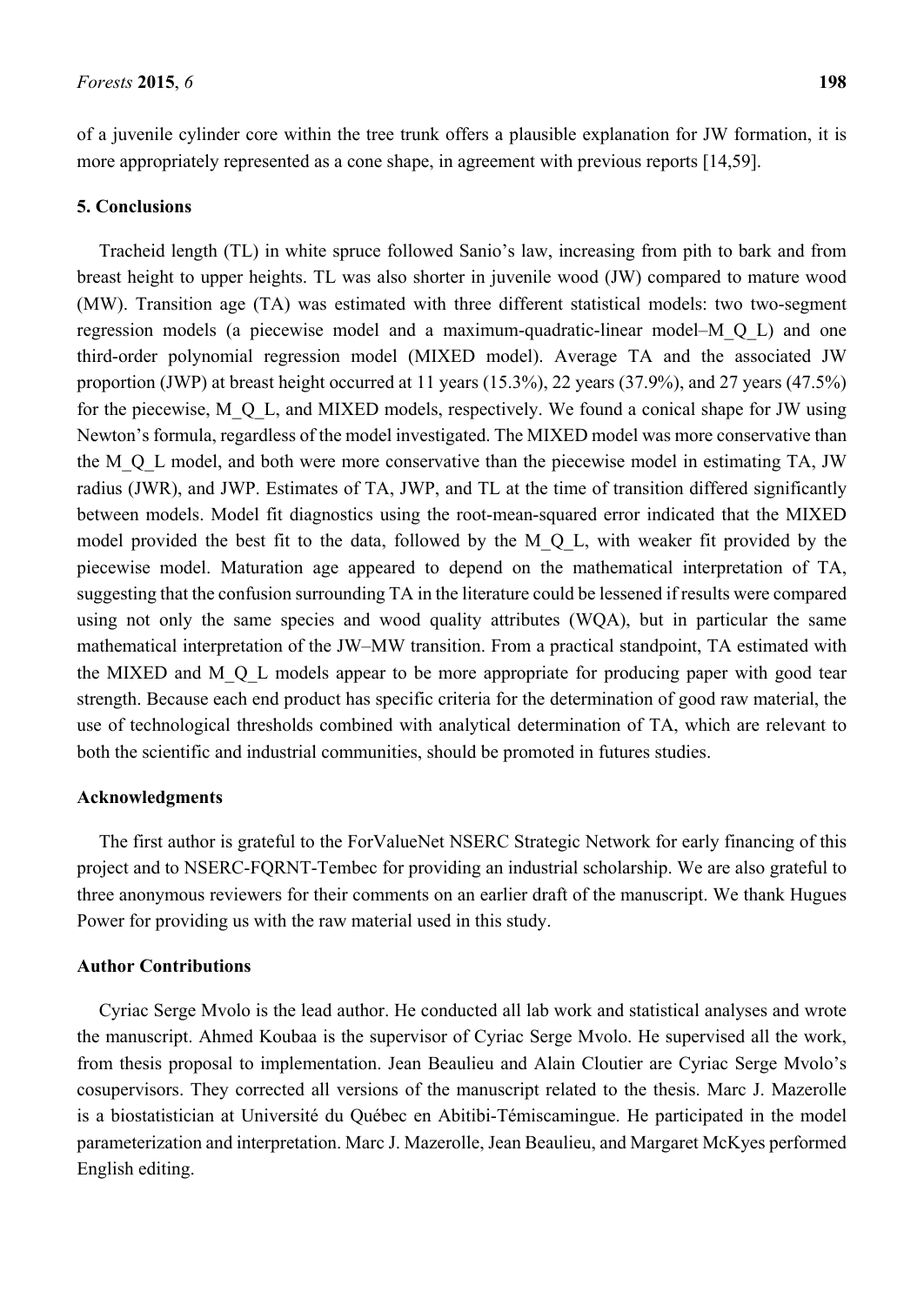of a juvenile cylinder core within the tree trunk offers a plausible explanation for JW formation, it is more appropriately represented as a cone shape, in agreement with previous reports [14,59].

## 5. Conclusions

Tracheid length (TL) in white spruce followed Sanio's law, increasing from pith to bark and from breast height to upper heights. TL was also shorter in juvenile wood (JW) compared to mature wood (MW). Transition age (TA) was estimated with three different statistical models: two two-segment regression models (a piecewise model and a maximum-quadratic-linear model–M_Q_L) and one third-order polynomial regression model (MIXED model). Average TA and the associated JW proportion (JWP) at breast height occurred at 11 years (15.3%), 22 years (37.9%), and 27 years (47.5%) for the piecewise, M_Q_L, and MIXED models, respectively. We found a conical shape for JW using Newton's formula, regardless of the model investigated. The MIXED model was more conservative than the M_Q_L model, and both were more conservative than the piecewise model in estimating TA, JW radius (JWR), and JWP. Estimates of TA, JWP, and TL at the time of transition differed significantly between models. Model fit diagnostics using the root-mean-squared error indicated that the MIXED model provided the best fit to the data, followed by the M_Q_L, with weaker fit provided by the piecewise model. Maturation age appeared to depend on the mathematical interpretation of TA, suggesting that the confusion surrounding TA in the literature could be lessened if results were compared using not only the same species and wood quality attributes (WQA), but in particular the same mathematical interpretation of the JW–MW transition. From a practical standpoint, TA estimated with the MIXED and M_Q_L models appear to be more appropriate for producing paper with good tear strength. Because each end product has specific criteria for the determination of good raw material, the use of technological thresholds combined with analytical determination of TA, which are relevant to both the scientific and industrial communities, should be promoted in futures studies.

## Acknowledgments

The first author is grateful to the ForValueNet NSERC Strategic Network for early financing of this project and to NSERC-FQRNT-Tembec for providing an industrial scholarship. We are also grateful to three anonymous reviewers for their comments on an earlier draft of the manuscript. We thank Hugues Power for providing us with the raw material used in this study.

## Author Contributions

Cyriac Serge Mvolo is the lead author. He conducted all lab work and statistical analyses and wrote the manuscript. Ahmed Koubaa is the supervisor of Cyriac Serge Mvolo. He supervised all the work, from thesis proposal to implementation. Jean Beaulieu and Alain Cloutier are Cyriac Serge Mvolo's cosupervisors. They corrected all versions of the manuscript related to the thesis. Marc J. Mazerolle is a biostatistician at Université du Québec en Abitibi-Témiscamingue. He participated in the model parameterization and interpretation. Marc J. Mazerolle, Jean Beaulieu, and Margaret McKyes performed English editing.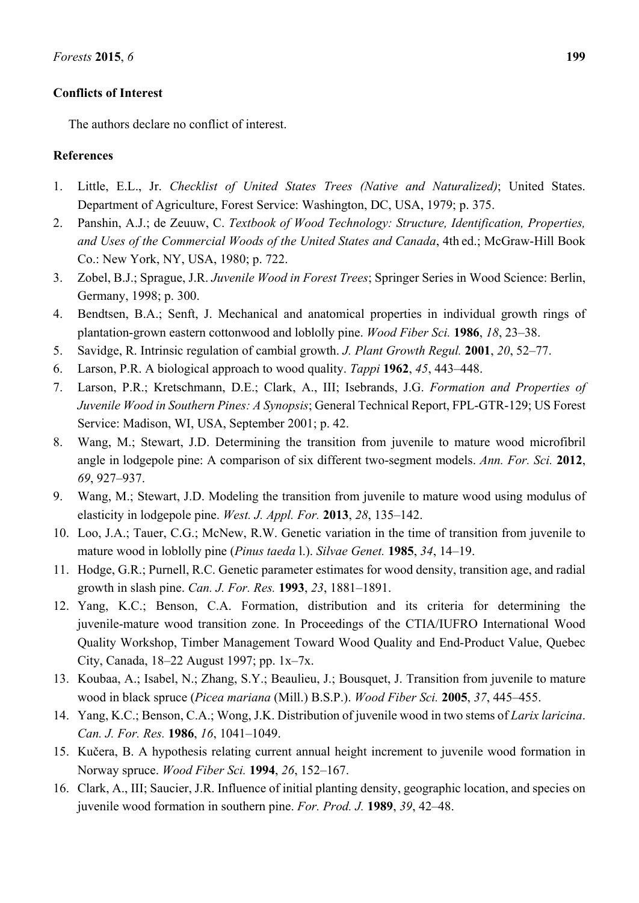## Conflicts of Interest

The authors declare no conflict of interest.

## References

1. Little, E.L., Jr. *Checklist of United States Trees (Native and Naturalized)*; United States. Department of Agriculture, Forest Service: Washington, DC, USA, 1979; p. 375.
2. Panshin, A.J.; de Zeuuw, C. *Textbook of Wood Technology: Structure, Identification, Properties, and Uses of the Commercial Woods of the United States and Canada*, 4th ed.; McGraw-Hill Book Co.: New York, NY, USA, 1980; p. 722.
3. Zobel, B.J.; Sprague, J.R. *Juvenile Wood in Forest Trees*; Springer Series in Wood Science: Berlin, Germany, 1998; p. 300.
4. Bendtsen, B.A.; Senft, J. Mechanical and anatomical properties in individual growth rings of plantation-grown eastern cottonwood and loblolly pine. *Wood Fiber Sci.* **1986**, *18*, 23–38.
5. Savidge, R. Intrinsic regulation of cambial growth. *J. Plant Growth Regul.* **2001**, *20*, 52–77.
6. Larson, P.R. A biological approach to wood quality. *Tappi* **1962**, *45*, 443–448.
7. Larson, P.R.; Kretschmann, D.E.; Clark, A., III; Isebrands, J.G. *Formation and Properties of Juvenile Wood in Southern Pines: A Synopsis*; General Technical Report, FPL-GTR-129; US Forest Service: Madison, WI, USA, September 2001; p. 42.
8. Wang, M.; Stewart, J.D. Determining the transition from juvenile to mature wood microfibril angle in lodgepole pine: A comparison of six different two-segment models. *Ann. For. Sci.* **2012**, *69*, 927–937.
9. Wang, M.; Stewart, J.D. Modeling the transition from juvenile to mature wood using modulus of elasticity in lodgepole pine. *West. J. Appl. For.* **2013**, *28*, 135–142.
10. Loo, J.A.; Tauer, C.G.; McNew, R.W. Genetic variation in the time of transition from juvenile to mature wood in loblolly pine (*Pinus taeda* l.). *Silvae Genet.* **1985**, *34*, 14–19.
11. Hodge, G.R.; Purnell, R.C. Genetic parameter estimates for wood density, transition age, and radial growth in slash pine. *Can. J. For. Res.* **1993**, *23*, 1881–1891.
12. Yang, K.C.; Benson, C.A. Formation, distribution and its criteria for determining the juvenile-mature wood transition zone. In Proceedings of the CTIA/IUFRO International Wood Quality Workshop, Timber Management Toward Wood Quality and End-Product Value, Quebec City, Canada, 18–22 August 1997; pp. 1x–7x.
13. Koubaa, A.; Isabel, N.; Zhang, S.Y.; Beaulieu, J.; Bousquet, J. Transition from juvenile to mature wood in black spruce (*Picea mariana* (Mill.) B.S.P.). *Wood Fiber Sci.* **2005**, *37*, 445–455.
14. Yang, K.C.; Benson, C.A.; Wong, J.K. Distribution of juvenile wood in two stems of *Larix laricina*. *Can. J. For. Res.* **1986**, *16*, 1041–1049.
15. Kučera, B. A hypothesis relating current annual height increment to juvenile wood formation in Norway spruce. *Wood Fiber Sci.* **1994**, *26*, 152–167.
16. Clark, A., III; Saucier, J.R. Influence of initial planting density, geographic location, and species on juvenile wood formation in southern pine. *For. Prod. J.* **1989**, *39*, 42–48.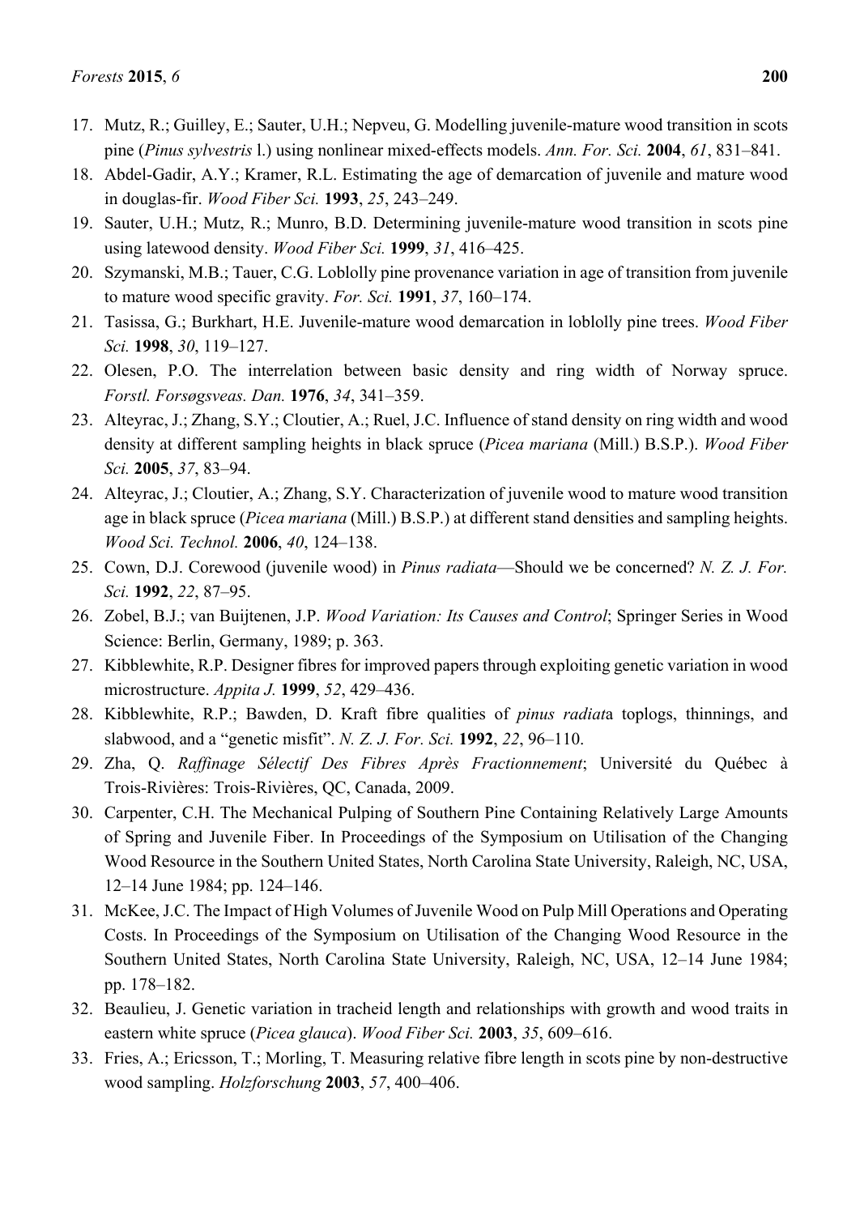17. Mutz, R.; Guilley, E.; Sauter, U.H.; Nepveu, G. Modelling juvenile-mature wood transition in scots pine (*Pinus sylvestris* l.) using nonlinear mixed-effects models. *Ann. For. Sci.* **2004**, *61*, 831–841.
18. Abdel-Gadir, A.Y.; Kramer, R.L. Estimating the age of demarcation of juvenile and mature wood in douglas-fir. *Wood Fiber Sci.* **1993**, *25*, 243–249.
19. Sauter, U.H.; Mutz, R.; Munro, B.D. Determining juvenile-mature wood transition in scots pine using latewood density. *Wood Fiber Sci.* **1999**, *31*, 416–425.
20. Szymanski, M.B.; Tauer, C.G. Loblolly pine provenance variation in age of transition from juvenile to mature wood specific gravity. *For. Sci.* **1991**, *37*, 160–174.
21. Tasissa, G.; Burkhart, H.E. Juvenile-mature wood demarcation in loblolly pine trees. *Wood Fiber Sci.* **1998**, *30*, 119–127.
22. Olesen, P.O. The interrelation between basic density and ring width of Norway spruce. *Forstl. Forsøgsveas. Dan.* **1976**, *34*, 341–359.
23. Alteyrac, J.; Zhang, S.Y.; Cloutier, A.; Ruel, J.C. Influence of stand density on ring width and wood density at different sampling heights in black spruce (*Picea mariana* (Mill.) B.S.P.). *Wood Fiber Sci.* **2005**, *37*, 83–94.
24. Alteyrac, J.; Cloutier, A.; Zhang, S.Y. Characterization of juvenile wood to mature wood transition age in black spruce (*Picea mariana* (Mill.) B.S.P.) at different stand densities and sampling heights. *Wood Sci. Technol.* **2006**, *40*, 124–138.
25. Cown, D.J. Corewood (juvenile wood) in *Pinus radiata*—Should we be concerned? *N. Z. J. For. Sci.* **1992**, *22*, 87–95.
26. Zobel, B.J.; van Buijtenen, J.P. *Wood Variation: Its Causes and Control*; Springer Series in Wood Science: Berlin, Germany, 1989; p. 363.
27. Kibblewhite, R.P. Designer fibres for improved papers through exploiting genetic variation in wood microstructure. *Appita J.* **1999**, *52*, 429–436.
28. Kibblewhite, R.P.; Bawden, D. Kraft fibre qualities of *pinus radiat*a toplogs, thinnings, and slabwood, and a "genetic misfit". *N. Z. J. For. Sci.* **1992**, *22*, 96–110.
29. Zha, Q. *Raffinage Sélectif Des Fibres Après Fractionnement*; Université du Québec à Trois-Rivières: Trois-Rivières, QC, Canada, 2009.
30. Carpenter, C.H. The Mechanical Pulping of Southern Pine Containing Relatively Large Amounts of Spring and Juvenile Fiber. In Proceedings of the Symposium on Utilisation of the Changing Wood Resource in the Southern United States, North Carolina State University, Raleigh, NC, USA, 12–14 June 1984; pp. 124–146.
31. McKee, J.C. The Impact of High Volumes of Juvenile Wood on Pulp Mill Operations and Operating Costs. In Proceedings of the Symposium on Utilisation of the Changing Wood Resource in the Southern United States, North Carolina State University, Raleigh, NC, USA, 12–14 June 1984; pp. 178–182.
32. Beaulieu, J. Genetic variation in tracheid length and relationships with growth and wood traits in eastern white spruce (*Picea glauca*). *Wood Fiber Sci.* **2003**, *35*, 609–616.
33. Fries, A.; Ericsson, T.; Morling, T. Measuring relative fibre length in scots pine by non-destructive wood sampling. *Holzforschung* **2003**, *57*, 400–406.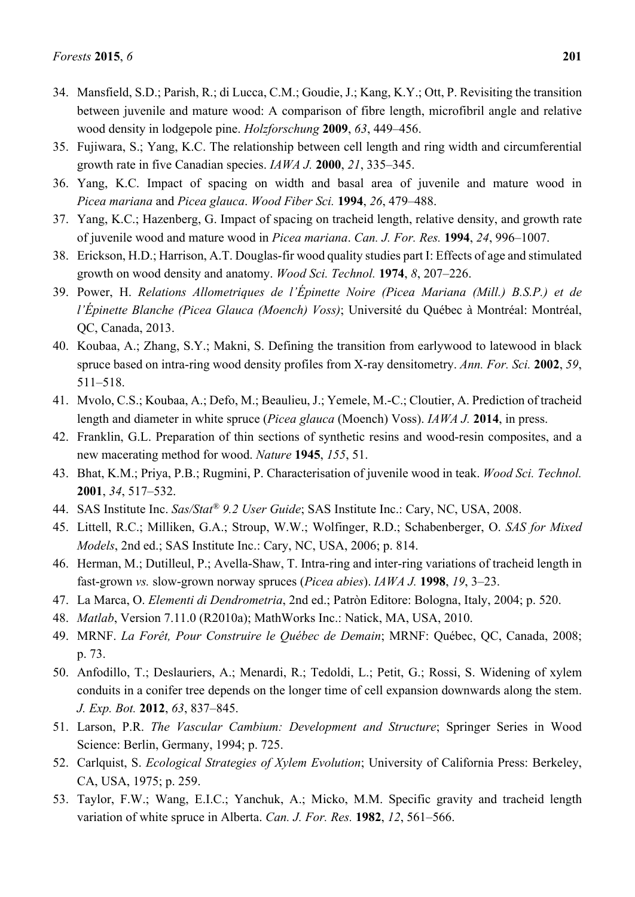34. Mansfield, S.D.; Parish, R.; di Lucca, C.M.; Goudie, J.; Kang, K.Y.; Ott, P. Revisiting the transition between juvenile and mature wood: A comparison of fibre length, microfibril angle and relative wood density in lodgepole pine. *Holzforschung* **2009**, *63*, 449–456.
35. Fujiwara, S.; Yang, K.C. The relationship between cell length and ring width and circumferential growth rate in five Canadian species. *IAWA J.* **2000**, *21*, 335–345.
36. Yang, K.C. Impact of spacing on width and basal area of juvenile and mature wood in *Picea mariana* and *Picea glauca*. *Wood Fiber Sci.* **1994**, *26*, 479–488.
37. Yang, K.C.; Hazenberg, G. Impact of spacing on tracheid length, relative density, and growth rate of juvenile wood and mature wood in *Picea mariana*. *Can. J. For. Res.* **1994**, *24*, 996–1007.
38. Erickson, H.D.; Harrison, A.T. Douglas-fir wood quality studies part I: Effects of age and stimulated growth on wood density and anatomy. *Wood Sci. Technol.* **1974**, *8*, 207–226.
39. Power, H. *Relations Allometriques de l'Épinette Noire (Picea Mariana (Mill.) B.S.P.) et de l'Épinette Blanche (Picea Glauca (Moench) Voss)*; Université du Québec à Montréal: Montréal, QC, Canada, 2013.
40. Koubaa, A.; Zhang, S.Y.; Makni, S. Defining the transition from earlywood to latewood in black spruce based on intra-ring wood density profiles from X-ray densitometry. *Ann. For. Sci.* **2002**, *59*, 511–518.
41. Mvolo, C.S.; Koubaa, A.; Defo, M.; Beaulieu, J.; Yemele, M.-C.; Cloutier, A. Prediction of tracheid length and diameter in white spruce (*Picea glauca* (Moench) Voss). *IAWA J.* **2014**, in press.
42. Franklin, G.L. Preparation of thin sections of synthetic resins and wood-resin composites, and a new macerating method for wood. *Nature* **1945**, *155*, 51.
43. Bhat, K.M.; Priya, P.B.; Rugmini, P. Characterisation of juvenile wood in teak. *Wood Sci. Technol.* **2001**, *34*, 517–532.
44. SAS Institute Inc. *Sas/Stat® 9.2 User Guide*; SAS Institute Inc.: Cary, NC, USA, 2008.
45. Littell, R.C.; Milliken, G.A.; Stroup, W.W.; Wolfinger, R.D.; Schabenberger, O. *SAS for Mixed Models*, 2nd ed.; SAS Institute Inc.: Cary, NC, USA, 2006; p. 814.
46. Herman, M.; Dutilleul, P.; Avella-Shaw, T. Intra-ring and inter-ring variations of tracheid length in fast-grown *vs.* slow-grown norway spruces (*Picea abies*). *IAWA J.* **1998**, *19*, 3–23.
47. La Marca, O. *Elementi di Dendrometria*, 2nd ed.; Patròn Editore: Bologna, Italy, 2004; p. 520.
48. *Matlab*, Version 7.11.0 (R2010a); MathWorks Inc.: Natick, MA, USA, 2010.
49. MRNF. *La Forêt, Pour Construire le Québec de Demain*; MRNF: Québec, QC, Canada, 2008; p. 73.
50. Anfodillo, T.; Deslauriers, A.; Menardi, R.; Tedoldi, L.; Petit, G.; Rossi, S. Widening of xylem conduits in a conifer tree depends on the longer time of cell expansion downwards along the stem. *J. Exp. Bot.* **2012**, *63*, 837–845.
51. Larson, P.R. *The Vascular Cambium: Development and Structure*; Springer Series in Wood Science: Berlin, Germany, 1994; p. 725.
52. Carlquist, S. *Ecological Strategies of Xylem Evolution*; University of California Press: Berkeley, CA, USA, 1975; p. 259.
53. Taylor, F.W.; Wang, E.I.C.; Yanchuk, A.; Micko, M.M. Specific gravity and tracheid length variation of white spruce in Alberta. *Can. J. For. Res.* **1982**, *12*, 561–566.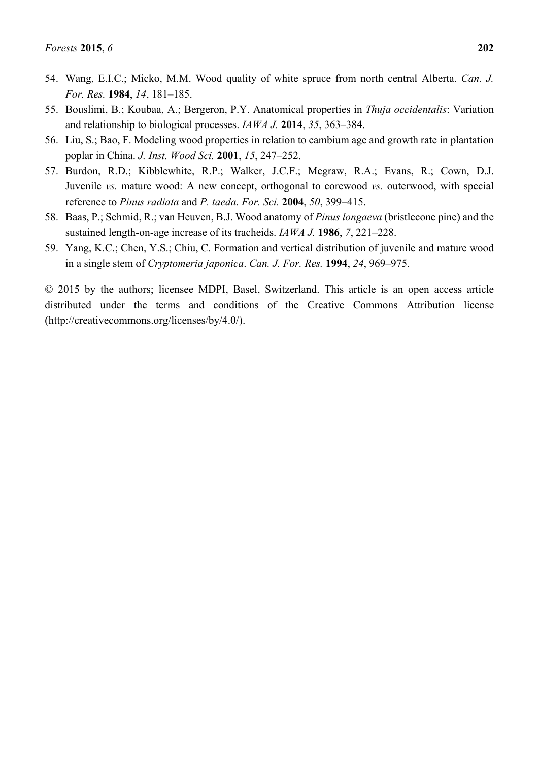54. Wang, E.I.C.; Micko, M.M. Wood quality of white spruce from north central Alberta. *Can. J. For. Res.* **1984**, *14*, 181–185.
55. Bouslimi, B.; Koubaa, A.; Bergeron, P.Y. Anatomical properties in *Thuja occidentalis*: Variation and relationship to biological processes. *IAWA J.* **2014**, *35*, 363–384.
56. Liu, S.; Bao, F. Modeling wood properties in relation to cambium age and growth rate in plantation poplar in China. *J. Inst. Wood Sci.* **2001**, *15*, 247–252.
57. Burdon, R.D.; Kibblewhite, R.P.; Walker, J.C.F.; Megraw, R.A.; Evans, R.; Cown, D.J. Juvenile *vs.* mature wood: A new concept, orthogonal to corewood *vs.* outerwood, with special reference to *Pinus radiata* and *P. taeda*. *For. Sci.* **2004**, *50*, 399–415.
58. Baas, P.; Schmid, R.; van Heuven, B.J. Wood anatomy of *Pinus longaeva* (bristlecone pine) and the sustained length-on-age increase of its tracheids. *IAWA J.* **1986**, *7*, 221–228.
59. Yang, K.C.; Chen, Y.S.; Chiu, C. Formation and vertical distribution of juvenile and mature wood in a single stem of *Cryptomeria japonica*. *Can. J. For. Res.* **1994**, *24*, 969–975.

© 2015 by the authors; licensee MDPI, Basel, Switzerland. This article is an open access article distributed under the terms and conditions of the Creative Commons Attribution license (http://creativecommons.org/licenses/by/4.0/).